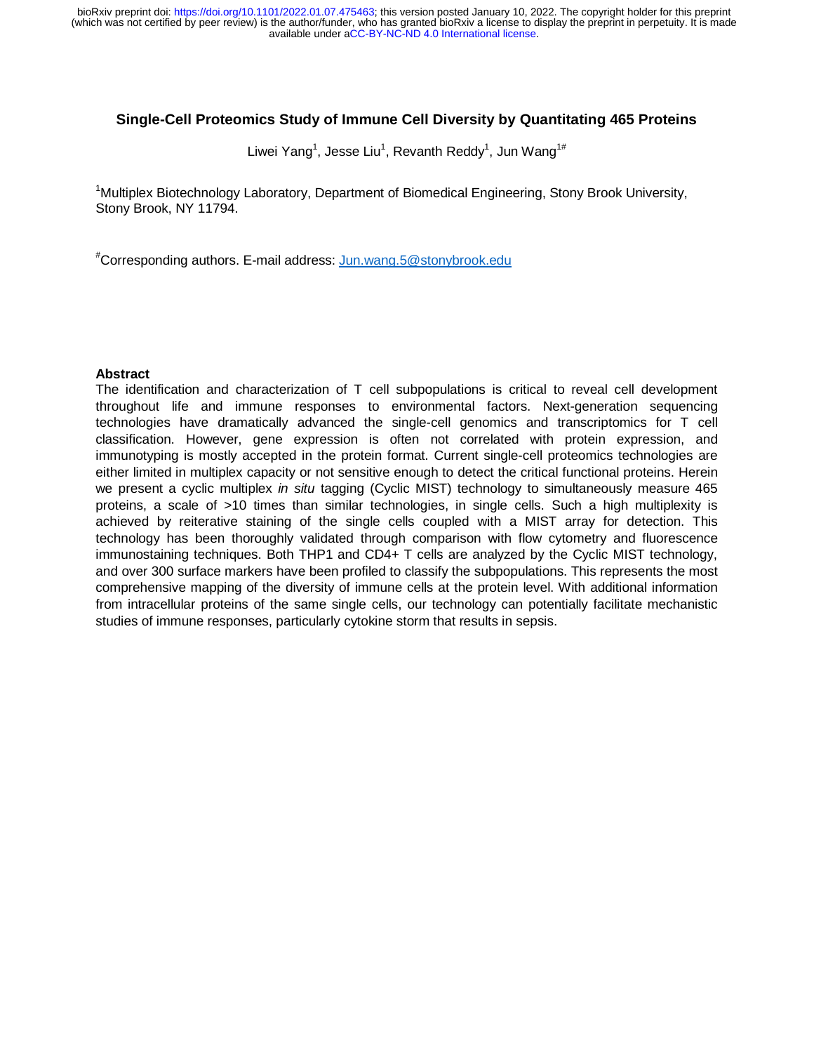# Single-Cell Proteomics Study of Immune Cell Diversity by Quantitating 465 Proteins

Liwei Yang[1], Jesse Liu[1], Revanth Reddy[1], Jun Wang[1#]

[1]Multiplex Biotechnology Laboratory, Department of Biomedical Engineering, Stony Brook University, Stony Brook, NY 11794.

[#]Corresponding authors. E-mail address: Jun.wang.5@stonybrook.edu

## Abstract

The identification and characterization of T cell subpopulations is critical to reveal cell development throughout life and immune responses to environmental factors. Next-generation sequencing technologies have dramatically advanced the single-cell genomics and transcriptomics for T cell classification. However, gene expression is often not correlated with protein expression, and immunotyping is mostly accepted in the protein format. Current single-cell proteomics technologies are either limited in multiplex capacity or not sensitive enough to detect the critical functional proteins. Herein we present a cyclic multiplex *in situ* tagging (Cyclic MIST) technology to simultaneously measure 465 proteins, a scale of >10 times than similar technologies, in single cells. Such a high multiplexity is achieved by reiterative staining of the single cells coupled with a MIST array for detection. This technology has been thoroughly validated through comparison with flow cytometry and fluorescence immunostaining techniques. Both THP1 and CD4+ T cells are analyzed by the Cyclic MIST technology, and over 300 surface markers have been profiled to classify the subpopulations. This represents the most comprehensive mapping of the diversity of immune cells at the protein level. With additional information from intracellular proteins of the same single cells, our technology can potentially facilitate mechanistic studies of immune responses, particularly cytokine storm that results in sepsis.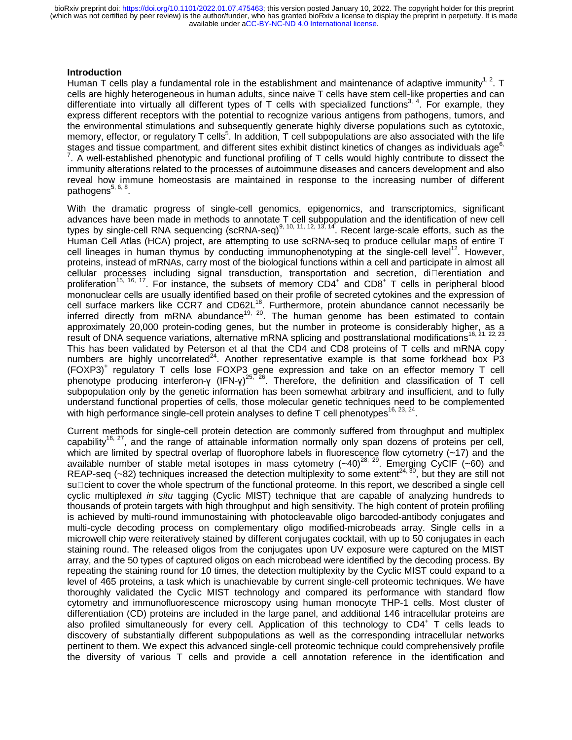## Introduction

Human T cells play a fundamental role in the establishment and maintenance of adaptive immunity[1, 2]. T cells are highly heterogeneous in human adults, since naive T cells have stem cell-like properties and can differentiate into virtually all different types of T cells with specialized functions[3, 4]. For example, they express different receptors with the potential to recognize various antigens from pathogens, tumors, and the environmental stimulations and subsequently generate highly diverse populations such as cytotoxic, memory, effector, or regulatory T cells[5]. In addition, T cell subpopulations are also associated with the life stages and tissue compartment, and different sites exhibit distinct kinetics of changes as individuals age[6, 7]. A well-established phenotypic and functional profiling of T cells would highly contribute to dissect the immunity alterations related to the processes of autoimmune diseases and cancers development and also reveal how immune homeostasis are maintained in response to the increasing number of different pathogens[5, 6, 8].

With the dramatic progress of single-cell genomics, epigenomics, and transcriptomics, significant advances have been made in methods to annotate T cell subpopulation and the identification of new cell types by single-cell RNA sequencing (scRNA-seq)[9, 10, 11, 12, 13, 14]. Recent large-scale efforts, such as the Human Cell Atlas (HCA) project, are attempting to use scRNA-seq to produce cellular maps of entire T cell lineages in human thymus by conducting immunophenotyping at the single-cell level[12]. However, proteins, instead of mRNAs, carry most of the biological functions within a cell and participate in almost all cellular processes including signal transduction, transportation and secretion, di□erentiation and proliferation[15, 16, 17]. For instance, the subsets of memory CD4$^+$ and CD8$^+$ T cells in peripheral blood mononuclear cells are usually identified based on their profile of secreted cytokines and the expression of cell surface markers like CCR7 and CD62L[18]. Furthermore, protein abundance cannot necessarily be inferred directly from mRNA abundance[19, 20]. The human genome has been estimated to contain approximately 20,000 protein-coding genes, but the number in proteome is considerably higher, as a result of DNA sequence variations, alternative mRNA splicing and posttranslational modifications[16, 21, 22, 23]. This has been validated by Peterson et al that the CD4 and CD8 proteins of T cells and mRNA copy numbers are highly uncorrelated[24]. Another representative example is that some forkhead box P3 (FOXP3)$^+$ regulatory T cells lose FOXP3 gene expression and take on an effector memory T cell phenotype producing interferon-γ (IFN-γ)[25, 26]. Therefore, the definition and classification of T cell subpopulation only by the genetic information has been somewhat arbitrary and insufficient, and to fully understand functional properties of cells, those molecular genetic techniques need to be complemented with high performance single-cell protein analyses to define T cell phenotypes[16, 23, 24].

Current methods for single-cell protein detection are commonly suffered from throughput and multiplex capability[16, 27], and the range of attainable information normally only span dozens of proteins per cell, which are limited by spectral overlap of fluorophore labels in fluorescence flow cytometry (~17) and the available number of stable metal isotopes in mass cytometry (~40)[28, 29]. Emerging CyCIF (~60) and REAP-seq (~82) techniques increased the detection multiplexity to some extent[24, 30], but they are still not su□cient to cover the whole spectrum of the functional proteome. In this report, we described a single cell cyclic multiplexed *in situ* tagging (Cyclic MIST) technique that are capable of analyzing hundreds to thousands of protein targets with high throughput and high sensitivity. The high content of protein profiling is achieved by multi-round immunostaining with photocleavable oligo barcoded-antibody conjugates and multi-cycle decoding process on complementary oligo modified-microbeads array. Single cells in a microwell chip were reiteratively stained by different conjugates cocktail, with up to 50 conjugates in each staining round. The released oligos from the conjugates upon UV exposure were captured on the MIST array, and the 50 types of captured oligos on each microbead were identified by the decoding process. By repeating the staining round for 10 times, the detection multiplexity by the Cyclic MIST could expand to a level of 465 proteins, a task which is unachievable by current single-cell proteomic techniques. We have thoroughly validated the Cyclic MIST technology and compared its performance with standard flow cytometry and immunofluorescence microscopy using human monocyte THP-1 cells. Most cluster of differentiation (CD) proteins are included in the large panel, and additional 146 intracellular proteins are also profiled simultaneously for every cell. Application of this technology to CD4$^+$ T cells leads to discovery of substantially different subpopulations as well as the corresponding intracellular networks pertinent to them. We expect this advanced single-cell proteomic technique could comprehensively profile the diversity of various T cells and provide a cell annotation reference in the identification and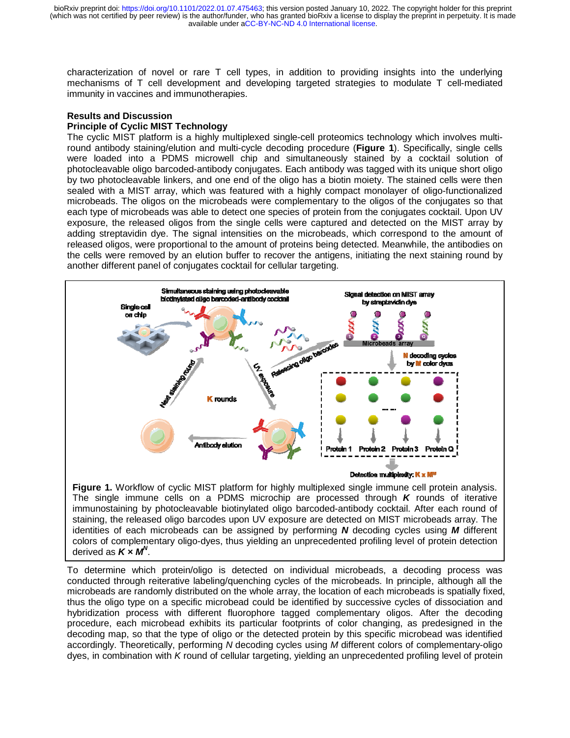characterization of novel or rare T cell types, in addition to providing insights into the underlying mechanisms of T cell development and developing targeted strategies to modulate T cell-mediated immunity in vaccines and immunotherapies.

## Results and Discussion

### Principle of Cyclic MIST Technology

The cyclic MIST platform is a highly multiplexed single-cell proteomics technology which involves multi-round antibody staining/elution and multi-cycle decoding procedure (**Figure 1**). Specifically, single cells were loaded into a PDMS microwell chip and simultaneously stained by a cocktail solution of photocleavable oligo barcoded-antibody conjugates. Each antibody was tagged with its unique short oligo by two photocleavable linkers, and one end of the oligo has a biotin moiety. The stained cells were then sealed with a MIST array, which was featured with a highly compact monolayer of oligo-functionalized microbeads. The oligos on the microbeads were complementary to the oligos of the conjugates so that each type of microbeads was able to detect one species of protein from the conjugates cocktail. Upon UV exposure, the released oligos from the single cells were captured and detected on the MIST array by adding streptavidin dye. The signal intensities on the microbeads, which correspond to the amount of released oligos, were proportional to the amount of proteins being detected. Meanwhile, the antibodies on the cells were removed by an elution buffer to recover the antigens, initiating the next staining round by another different panel of conjugates cocktail for cellular targeting.

**Figure 1.** Workflow of cyclic MIST platform for highly multiplexed single immune cell protein analysis. The single immune cells on a PDMS microchip are processed through $K$ rounds of iterative immunostaining by photocleavable biotinylated oligo barcoded-antibody cocktail. After each round of staining, the released oligo barcodes upon UV exposure are detected on MIST microbeads array. The identities of each microbeads can be assigned by performing $N$ decoding cycles using $M$ different colors of complementary oligo-dyes, thus yielding an unprecedented profiling level of protein detection derived as $K \times M^N$.

To determine which protein/oligo is detected on individual microbeads, a decoding process was conducted through reiterative labeling/quenching cycles of the microbeads. In principle, although all the microbeads are randomly distributed on the whole array, the location of each microbeads is spatially fixed, thus the oligo type on a specific microbead could be identified by successive cycles of dissociation and hybridization process with different fluorophore tagged complementary oligos. After the decoding procedure, each microbead exhibits its particular footprints of color changing, as predesigned in the decoding map, so that the type of oligo or the detected protein by this specific microbead was identified accordingly. Theoretically, performing $N$ decoding cycles using $M$ different colors of complementary-oligo dyes, in combination with $K$ round of cellular targeting, yielding an unprecedented profiling level of protein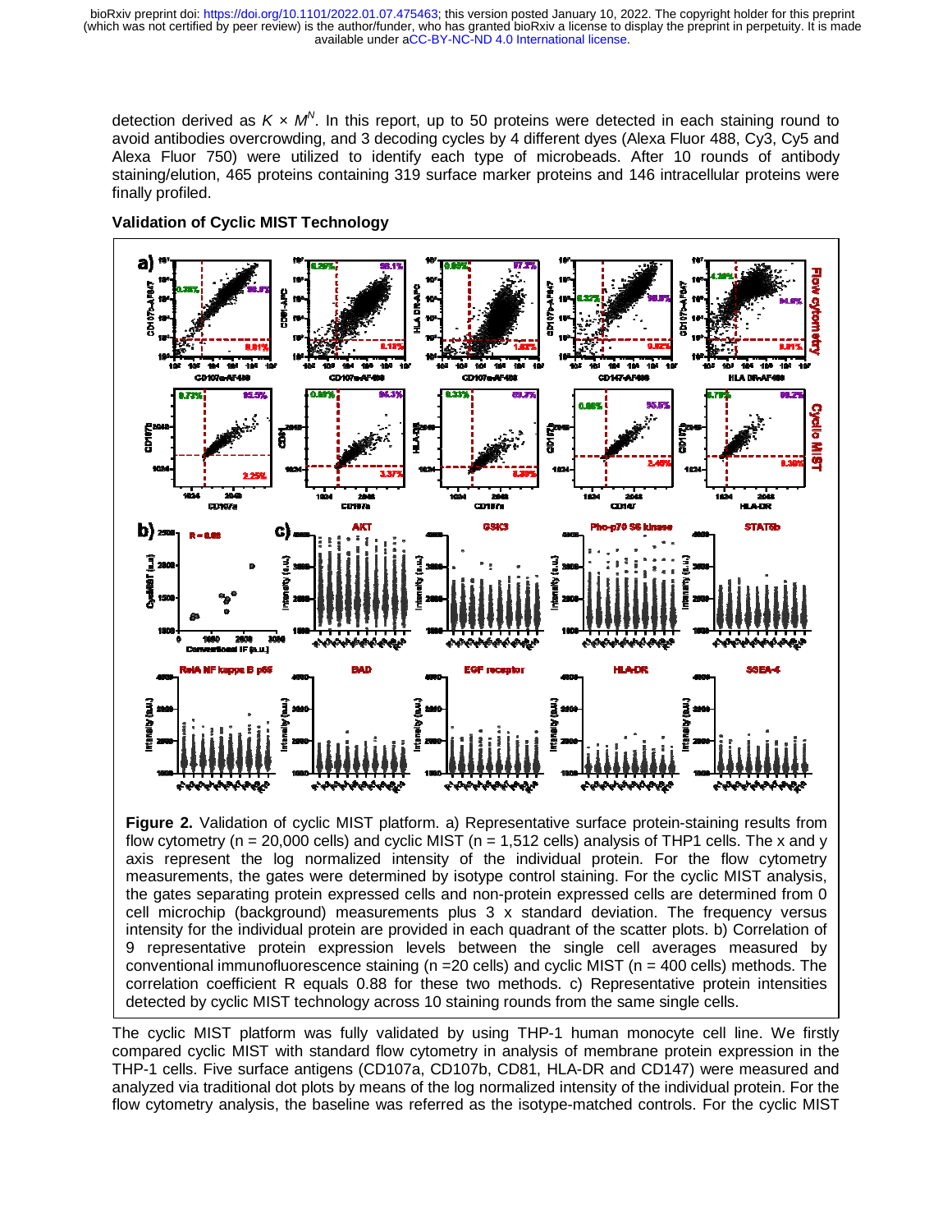detection derived as $K \times M^N$. In this report, up to 50 proteins were detected in each staining round to avoid antibodies overcrowding, and 3 decoding cycles by 4 different dyes (Alexa Fluor 488, Cy3, Cy5 and Alexa Fluor 750) were utilized to identify each type of microbeads. After 10 rounds of antibody staining/elution, 465 proteins containing 319 surface marker proteins and 146 intracellular proteins were finally profiled.

### Validation of Cyclic MIST Technology

**Figure 2.** Validation of cyclic MIST platform. a) Representative surface protein-staining results from flow cytometry (n = 20,000 cells) and cyclic MIST (n = 1,512 cells) analysis of THP1 cells. The x and y axis represent the log normalized intensity of the individual protein. For the flow cytometry measurements, the gates were determined by isotype control staining. For the cyclic MIST analysis, the gates separating protein expressed cells and non-protein expressed cells are determined from 0 cell microchip (background) measurements plus 3 x standard deviation. The frequency versus intensity for the individual protein are provided in each quadrant of the scatter plots. b) Correlation of 9 representative protein expression levels between the single cell averages measured by conventional immunofluorescence staining (n =20 cells) and cyclic MIST (n = 400 cells) methods. The correlation coefficient R equals 0.88 for these two methods. c) Representative protein intensities detected by cyclic MIST technology across 10 staining rounds from the same single cells.

The cyclic MIST platform was fully validated by using THP-1 human monocyte cell line. We firstly compared cyclic MIST with standard flow cytometry in analysis of membrane protein expression in the THP-1 cells. Five surface antigens (CD107a, CD107b, CD81, HLA-DR and CD147) were measured and analyzed via traditional dot plots by means of the log normalized intensity of the individual protein. For the flow cytometry analysis, the baseline was referred as the isotype-matched controls. For the cyclic MIST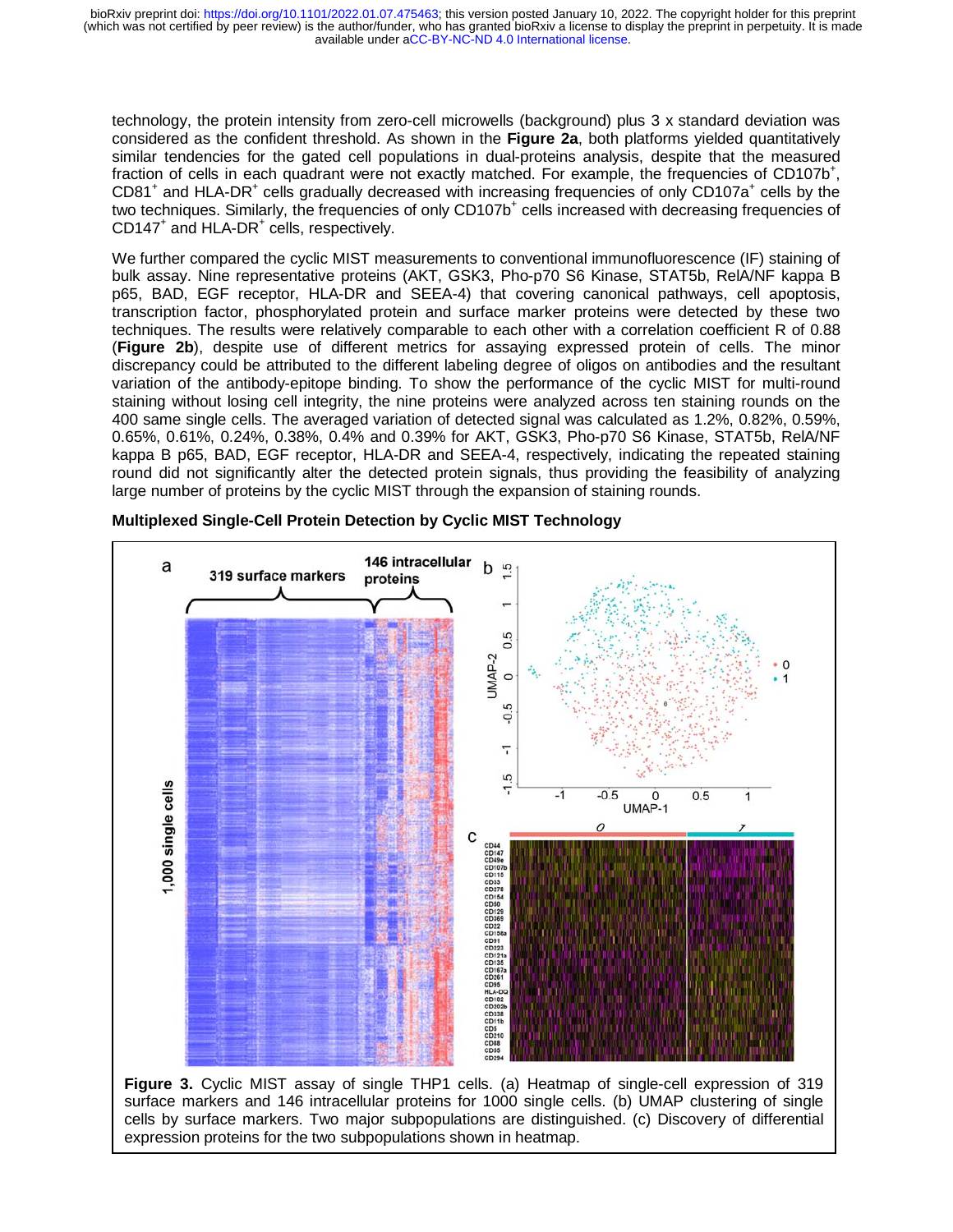technology, the protein intensity from zero-cell microwells (background) plus 3 x standard deviation was considered as the confident threshold. As shown in the **Figure 2a**, both platforms yielded quantitatively similar tendencies for the gated cell populations in dual-proteins analysis, despite that the measured fraction of cells in each quadrant were not exactly matched. For example, the frequencies of CD107b$^{+}$, CD81$^{+}$ and HLA-DR$^{+}$ cells gradually decreased with increasing frequencies of only CD107a$^{+}$ cells by the two techniques. Similarly, the frequencies of only CD107b$^{+}$ cells increased with decreasing frequencies of CD147$^{+}$ and HLA-DR$^{+}$ cells, respectively.

We further compared the cyclic MIST measurements to conventional immunofluorescence (IF) staining of bulk assay. Nine representative proteins (AKT, GSK3, Pho-p70 S6 Kinase, STAT5b, RelA/NF kappa B p65, BAD, EGF receptor, HLA-DR and SEEA-4) that covering canonical pathways, cell apoptosis, transcription factor, phosphorylated protein and surface marker proteins were detected by these two techniques. The results were relatively comparable to each other with a correlation coefficient R of 0.88 (**Figure 2b**), despite use of different metrics for assaying expressed protein of cells. The minor discrepancy could be attributed to the different labeling degree of oligos on antibodies and the resultant variation of the antibody-epitope binding. To show the performance of the cyclic MIST for multi-round staining without losing cell integrity, the nine proteins were analyzed across ten staining rounds on the 400 same single cells. The averaged variation of detected signal was calculated as 1.2%, 0.82%, 0.59%, 0.65%, 0.61%, 0.24%, 0.38%, 0.4% and 0.39% for AKT, GSK3, Pho-p70 S6 Kinase, STAT5b, RelA/NF kappa B p65, BAD, EGF receptor, HLA-DR and SEEA-4, respectively, indicating the repeated staining round did not significantly alter the detected protein signals, thus providing the feasibility of analyzing large number of proteins by the cyclic MIST through the expansion of staining rounds.

**Multiplexed Single-Cell Protein Detection by Cyclic MIST Technology**

**Figure 3.** Cyclic MIST assay of single THP1 cells. (a) Heatmap of single-cell expression of 319 surface markers and 146 intracellular proteins for 1000 single cells. (b) UMAP clustering of single cells by surface markers. Two major subpopulations are distinguished. (c) Discovery of differential expression proteins for the two subpopulations shown in heatmap.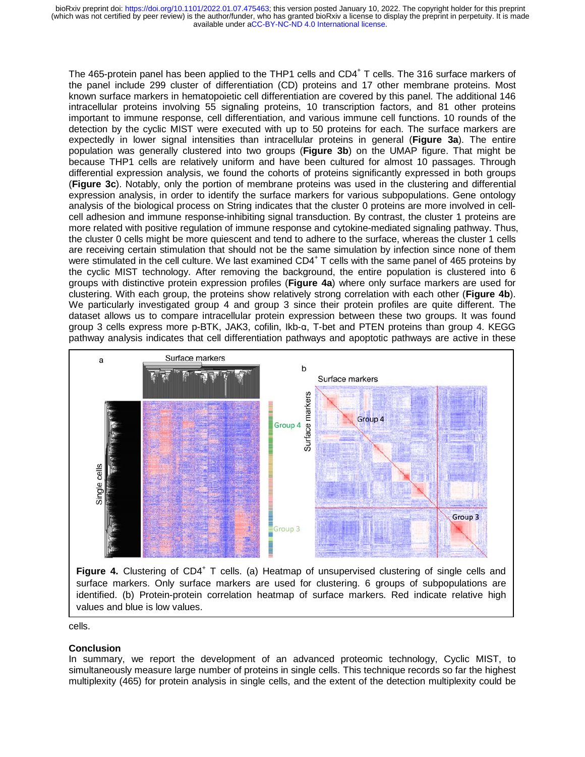The 465-protein panel has been applied to the THP1 cells and CD4$^+$ T cells. The 316 surface markers of the panel include 299 cluster of differentiation (CD) proteins and 17 other membrane proteins. Most known surface markers in hematopoietic cell differentiation are covered by this panel. The additional 146 intracellular proteins involving 55 signaling proteins, 10 transcription factors, and 81 other proteins important to immune response, cell differentiation, and various immune cell functions. 10 rounds of the detection by the cyclic MIST were executed with up to 50 proteins for each. The surface markers are expectedly in lower signal intensities than intracellular proteins in general (**Figure 3a**). The entire population was generally clustered into two groups (**Figure 3b**) on the UMAP figure. That might be because THP1 cells are relatively uniform and have been cultured for almost 10 passages. Through differential expression analysis, we found the cohorts of proteins significantly expressed in both groups (**Figure 3c**). Notably, only the portion of membrane proteins was used in the clustering and differential expression analysis, in order to identify the surface markers for various subpopulations. Gene ontology analysis of the biological process on String indicates that the cluster 0 proteins are more involved in cell-cell adhesion and immune response-inhibiting signal transduction. By contrast, the cluster 1 proteins are more related with positive regulation of immune response and cytokine-mediated signaling pathway. Thus, the cluster 0 cells might be more quiescent and tend to adhere to the surface, whereas the cluster 1 cells are receiving certain stimulation that should not be the same simulation by infection since none of them were stimulated in the cell culture. We last examined CD4$^+$ T cells with the same panel of 465 proteins by the cyclic MIST technology. After removing the background, the entire population is clustered into 6 groups with distinctive protein expression profiles (**Figure 4a**) where only surface markers are used for clustering. With each group, the proteins show relatively strong correlation with each other (**Figure 4b**). We particularly investigated group 4 and group 3 since their protein profiles are quite different. The dataset allows us to compare intracellular protein expression between these two groups. It was found group 3 cells express more p-BTK, JAK3, cofilin, Ikb-α, T-bet and PTEN proteins than group 4. KEGG pathway analysis indicates that cell differentiation pathways and apoptotic pathways are active in these cells.

**Figure 4.** Clustering of CD4$^+$ T cells. (a) Heatmap of unsupervised clustering of single cells and surface markers. Only surface markers are used for clustering. 6 groups of subpopulations are identified. (b) Protein-protein correlation heatmap of surface markers. Red indicate relative high values and blue is low values.

## Conclusion

In summary, we report the development of an advanced proteomic technology, Cyclic MIST, to simultaneously measure large number of proteins in single cells. This technique records so far the highest multiplexity (465) for protein analysis in single cells, and the extent of the detection multiplexity could be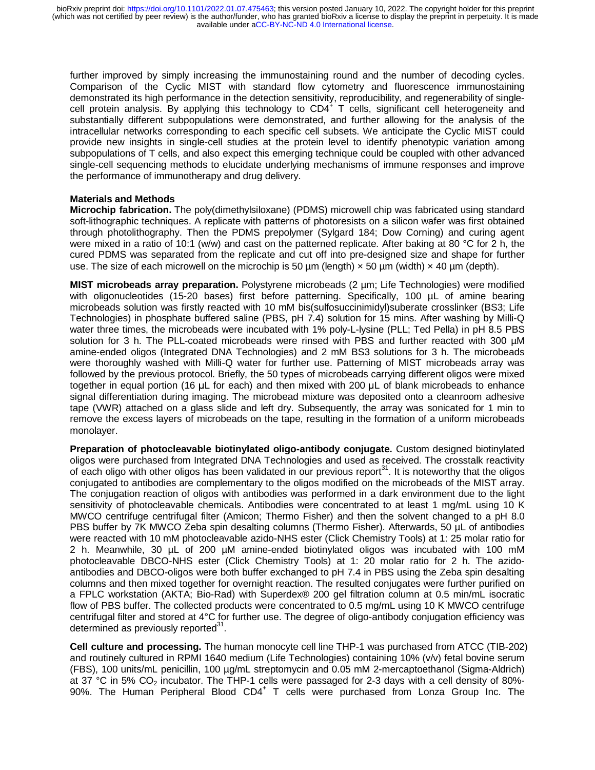further improved by simply increasing the immunostaining round and the number of decoding cycles. Comparison of the Cyclic MIST with standard flow cytometry and fluorescence immunostaining demonstrated its high performance in the detection sensitivity, reproducibility, and regenerability of single-cell protein analysis. By applying this technology to $CD4^+$ T cells, significant cell heterogeneity and substantially different subpopulations were demonstrated, and further allowing for the analysis of the intracellular networks corresponding to each specific cell subsets. We anticipate the Cyclic MIST could provide new insights in single-cell studies at the protein level to identify phenotypic variation among subpopulations of T cells, and also expect this emerging technique could be coupled with other advanced single-cell sequencing methods to elucidate underlying mechanisms of immune responses and improve the performance of immunotherapy and drug delivery.

**Materials and Methods**

**Microchip fabrication.** The poly(dimethylsiloxane) (PDMS) microwell chip was fabricated using standard soft-lithographic techniques. A replicate with patterns of photoresists on a silicon wafer was first obtained through photolithography. Then the PDMS prepolymer (Sylgard 184; Dow Corning) and curing agent were mixed in a ratio of 10:1 (w/w) and cast on the patterned replicate. After baking at 80 °C for 2 h, the cured PDMS was separated from the replicate and cut off into pre-designed size and shape for further use. The size of each microwell on the microchip is 50 µm (length) × 50 µm (width) × 40 µm (depth).

**MIST microbeads array preparation.** Polystyrene microbeads (2 µm; Life Technologies) were modified with oligonucleotides (15-20 bases) first before patterning. Specifically, 100 µL of amine bearing microbeads solution was firstly reacted with 10 mM bis(sulfosuccinimidyl)suberate crosslinker (BS3; Life Technologies) in phosphate buffered saline (PBS, pH 7.4) solution for 15 mins. After washing by Milli-Q water three times, the microbeads were incubated with 1% poly-L-lysine (PLL; Ted Pella) in pH 8.5 PBS solution for 3 h. The PLL-coated microbeads were rinsed with PBS and further reacted with 300 µM amine-ended oligos (Integrated DNA Technologies) and 2 mM BS3 solutions for 3 h. The microbeads were thoroughly washed with Milli-Q water for further use. Patterning of MIST microbeads array was followed by the previous protocol. Briefly, the 50 types of microbeads carrying different oligos were mixed together in equal portion (16 µL for each) and then mixed with 200 µL of blank microbeads to enhance signal differentiation during imaging. The microbead mixture was deposited onto a cleanroom adhesive tape (VWR) attached on a glass slide and left dry. Subsequently, the array was sonicated for 1 min to remove the excess layers of microbeads on the tape, resulting in the formation of a uniform microbeads monolayer.

**Preparation of photocleavable biotinylated oligo-antibody conjugate.** Custom designed biotinylated oligos were purchased from Integrated DNA Technologies and used as received. The crosstalk reactivity of each oligo with other oligos has been validated in our previous report[31]. It is noteworthy that the oligos conjugated to antibodies are complementary to the oligos modified on the microbeads of the MIST array. The conjugation reaction of oligos with antibodies was performed in a dark environment due to the light sensitivity of photocleavable chemicals. Antibodies were concentrated to at least 1 mg/mL using 10 K MWCO centrifuge centrifugal filter (Amicon; Thermo Fisher) and then the solvent changed to a pH 8.0 PBS buffer by 7K MWCO Zeba spin desalting columns (Thermo Fisher). Afterwards, 50 µL of antibodies were reacted with 10 mM photocleavable azido-NHS ester (Click Chemistry Tools) at 1: 25 molar ratio for 2 h. Meanwhile, 30 µL of 200 µM amine-ended biotinylated oligos was incubated with 100 mM photocleavable DBCO-NHS ester (Click Chemistry Tools) at 1: 20 molar ratio for 2 h. The azido-antibodies and DBCO-oligos were both buffer exchanged to pH 7.4 in PBS using the Zeba spin desalting columns and then mixed together for overnight reaction. The resulted conjugates were further purified on a FPLC workstation (AKTA; Bio-Rad) with Superdex® 200 gel filtration column at 0.5 min/mL isocratic flow of PBS buffer. The collected products were concentrated to 0.5 mg/mL using 10 K MWCO centrifuge centrifugal filter and stored at 4°C for further use. The degree of oligo-antibody conjugation efficiency was determined as previously reported[31].

**Cell culture and processing.** The human monocyte cell line THP-1 was purchased from ATCC (TIB-202) and routinely cultured in RPMI 1640 medium (Life Technologies) containing 10% (v/v) fetal bovine serum (FBS), 100 units/mL penicillin, 100 µg/mL streptomycin and 0.05 mM 2-mercaptoethanol (Sigma-Aldrich) at 37 °C in 5% $CO_2$ incubator. The THP-1 cells were passaged for 2-3 days with a cell density of 80%-90%. The Human Peripheral Blood $CD4^+$ T cells were purchased from Lonza Group Inc. The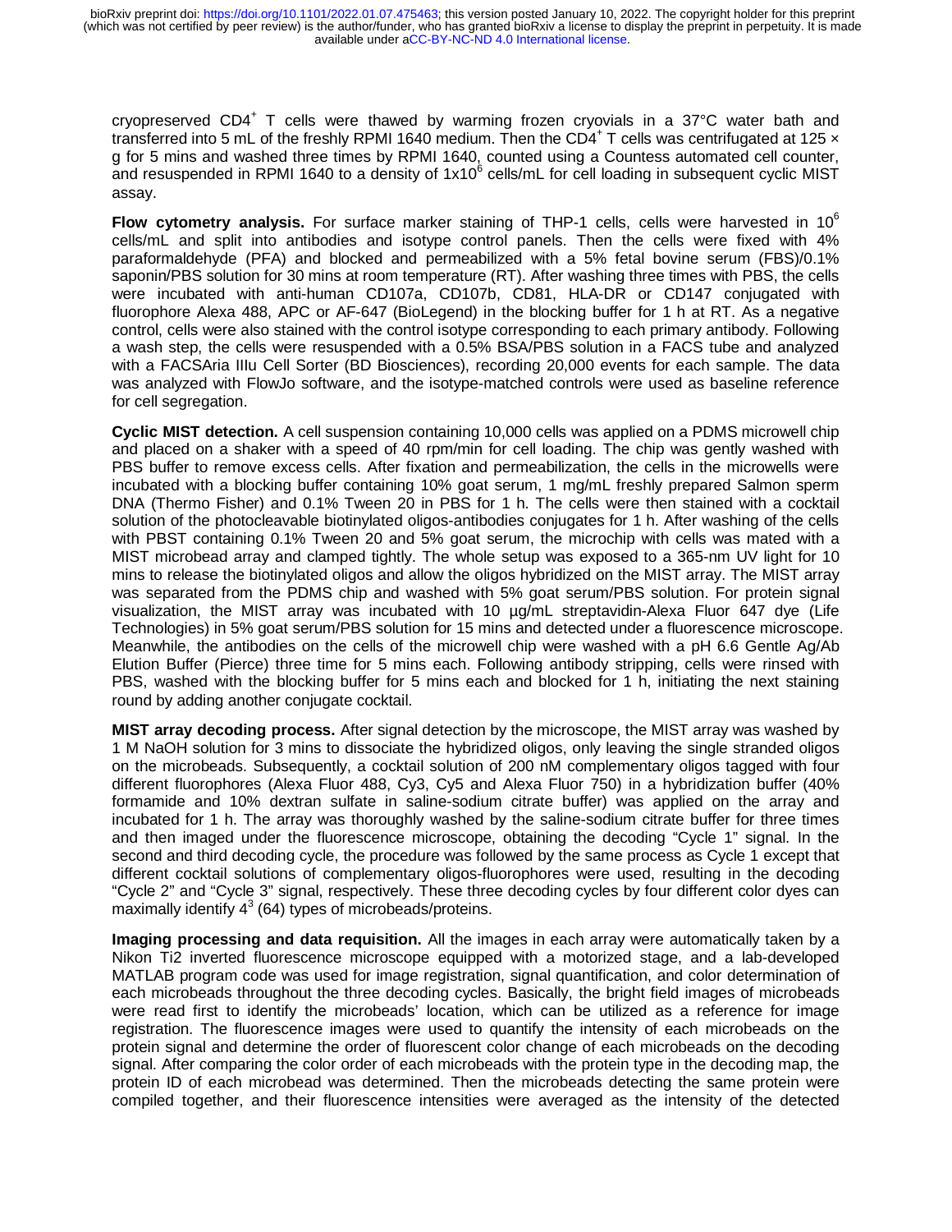cryopreserved $CD4^+$ T cells were thawed by warming frozen cryovials in a 37°C water bath and transferred into 5 mL of the freshly RPMI 1640 medium. Then the $CD4^+$ T cells was centrifugated at 125 × g for 5 mins and washed three times by RPMI 1640, counted using a Countess automated cell counter, and resuspended in RPMI 1640 to a density of $1x10^6$ cells/mL for cell loading in subsequent cyclic MIST assay.

**Flow cytometry analysis.** For surface marker staining of THP-1 cells, cells were harvested in $10^6$ cells/mL and split into antibodies and isotype control panels. Then the cells were fixed with 4% paraformaldehyde (PFA) and blocked and permeabilized with a 5% fetal bovine serum (FBS)/0.1% saponin/PBS solution for 30 mins at room temperature (RT). After washing three times with PBS, the cells were incubated with anti-human CD107a, CD107b, CD81, HLA-DR or CD147 conjugated with fluorophore Alexa 488, APC or AF-647 (BioLegend) in the blocking buffer for 1 h at RT. As a negative control, cells were also stained with the control isotype corresponding to each primary antibody. Following a wash step, the cells were resuspended with a 0.5% BSA/PBS solution in a FACS tube and analyzed with a FACSAria IIIu Cell Sorter (BD Biosciences), recording 20,000 events for each sample. The data was analyzed with FlowJo software, and the isotype-matched controls were used as baseline reference for cell segregation.

**Cyclic MIST detection.** A cell suspension containing 10,000 cells was applied on a PDMS microwell chip and placed on a shaker with a speed of 40 rpm/min for cell loading. The chip was gently washed with PBS buffer to remove excess cells. After fixation and permeabilization, the cells in the microwells were incubated with a blocking buffer containing 10% goat serum, 1 mg/mL freshly prepared Salmon sperm DNA (Thermo Fisher) and 0.1% Tween 20 in PBS for 1 h. The cells were then stained with a cocktail solution of the photocleavable biotinylated oligos-antibodies conjugates for 1 h. After washing of the cells with PBST containing 0.1% Tween 20 and 5% goat serum, the microchip with cells was mated with a MIST microbead array and clamped tightly. The whole setup was exposed to a 365-nm UV light for 10 mins to release the biotinylated oligos and allow the oligos hybridized on the MIST array. The MIST array was separated from the PDMS chip and washed with 5% goat serum/PBS solution. For protein signal visualization, the MIST array was incubated with 10 µg/mL streptavidin-Alexa Fluor 647 dye (Life Technologies) in 5% goat serum/PBS solution for 15 mins and detected under a fluorescence microscope. Meanwhile, the antibodies on the cells of the microwell chip were washed with a pH 6.6 Gentle Ag/Ab Elution Buffer (Pierce) three time for 5 mins each. Following antibody stripping, cells were rinsed with PBS, washed with the blocking buffer for 5 mins each and blocked for 1 h, initiating the next staining round by adding another conjugate cocktail.

**MIST array decoding process.** After signal detection by the microscope, the MIST array was washed by 1 M NaOH solution for 3 mins to dissociate the hybridized oligos, only leaving the single stranded oligos on the microbeads. Subsequently, a cocktail solution of 200 nM complementary oligos tagged with four different fluorophores (Alexa Fluor 488, Cy3, Cy5 and Alexa Fluor 750) in a hybridization buffer (40% formamide and 10% dextran sulfate in saline-sodium citrate buffer) was applied on the array and incubated for 1 h. The array was thoroughly washed by the saline-sodium citrate buffer for three times and then imaged under the fluorescence microscope, obtaining the decoding "Cycle 1" signal. In the second and third decoding cycle, the procedure was followed by the same process as Cycle 1 except that different cocktail solutions of complementary oligos-fluorophores were used, resulting in the decoding "Cycle 2" and "Cycle 3" signal, respectively. These three decoding cycles by four different color dyes can maximally identify $4^3$ (64) types of microbeads/proteins.

**Imaging processing and data requisition.** All the images in each array were automatically taken by a Nikon Ti2 inverted fluorescence microscope equipped with a motorized stage, and a lab-developed MATLAB program code was used for image registration, signal quantification, and color determination of each microbeads throughout the three decoding cycles. Basically, the bright field images of microbeads were read first to identify the microbeads' location, which can be utilized as a reference for image registration. The fluorescence images were used to quantify the intensity of each microbeads on the protein signal and determine the order of fluorescent color change of each microbeads on the decoding signal. After comparing the color order of each microbeads with the protein type in the decoding map, the protein ID of each microbead was determined. Then the microbeads detecting the same protein were compiled together, and their fluorescence intensities were averaged as the intensity of the detected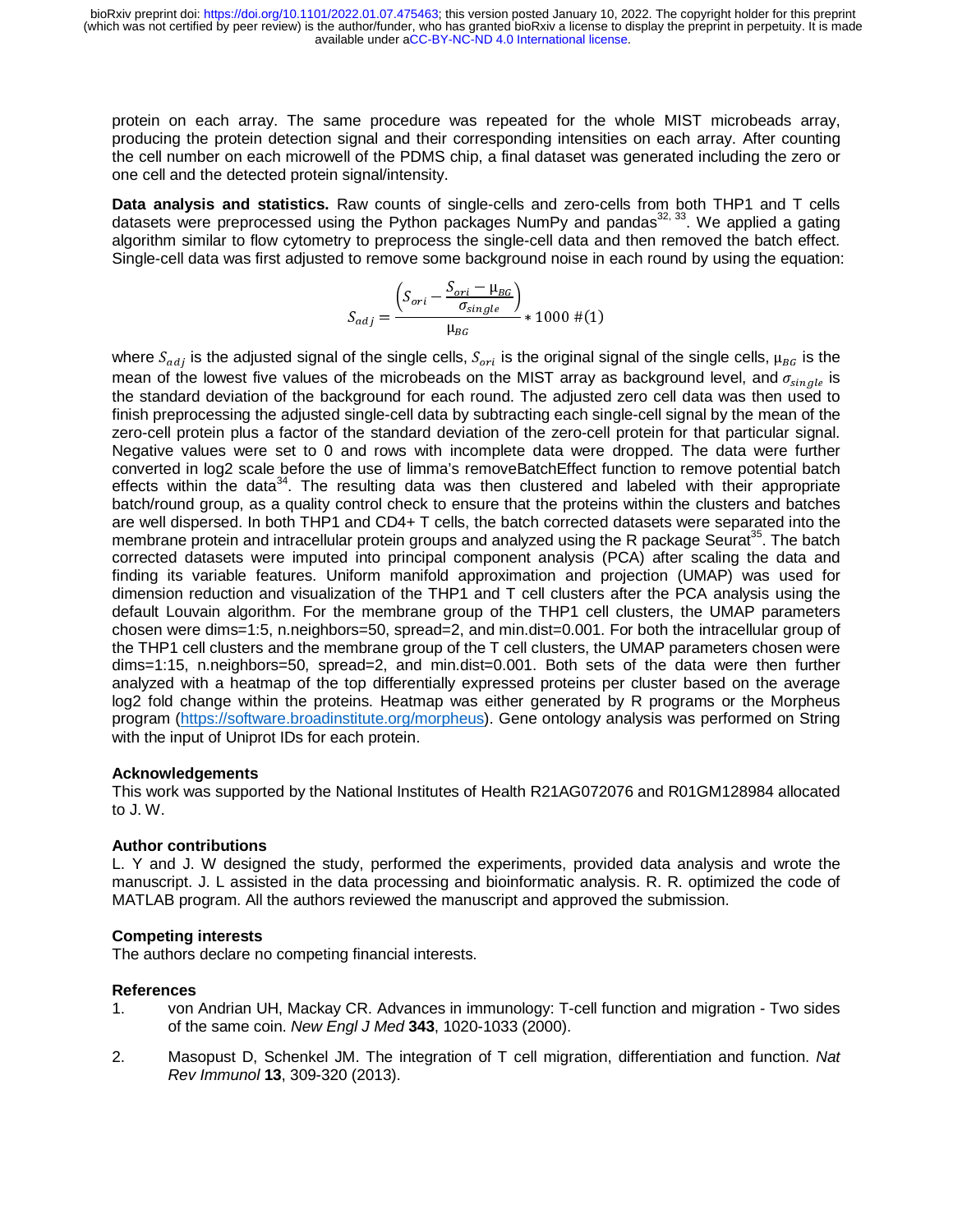protein on each array. The same procedure was repeated for the whole MIST microbeads array, producing the protein detection signal and their corresponding intensities on each array. After counting the cell number on each microwell of the PDMS chip, a final dataset was generated including the zero or one cell and the detected protein signal/intensity.

**Data analysis and statistics.** Raw counts of single-cells and zero-cells from both THP1 and T cells datasets were preprocessed using the Python packages NumPy and pandas[32, 33]. We applied a gating algorithm similar to flow cytometry to preprocess the single-cell data and then removed the batch effect. Single-cell data was first adjusted to remove some background noise in each round by using the equation:

$$S_{adj} = \frac{\left(S_{ori} - \frac{S_{ori} - \mu_{BG}}{\sigma_{single}}\right)}{\mu_{BG}} * 1000 \quad (1)$$

where $S_{adj}$ is the adjusted signal of the single cells, $S_{ori}$ is the original signal of the single cells, $\mu_{BG}$ is the mean of the lowest five values of the microbeads on the MIST array as background level, and $\sigma_{single}$ is the standard deviation of the background for each round. The adjusted zero cell data was then used to finish preprocessing the adjusted single-cell data by subtracting each single-cell signal by the mean of the zero-cell protein plus a factor of the standard deviation of the zero-cell protein for that particular signal. Negative values were set to 0 and rows with incomplete data were dropped. The data were further converted in log2 scale before the use of limma's removeBatchEffect function to remove potential batch effects within the data[34]. The resulting data was then clustered and labeled with their appropriate batch/round group, as a quality control check to ensure that the proteins within the clusters and batches are well dispersed. In both THP1 and CD4+ T cells, the batch corrected datasets were separated into the membrane protein and intracellular protein groups and analyzed using the R package Seurat[35]. The batch corrected datasets were imputed into principal component analysis (PCA) after scaling the data and finding its variable features. Uniform manifold approximation and projection (UMAP) was used for dimension reduction and visualization of the THP1 and T cell clusters after the PCA analysis using the default Louvain algorithm. For the membrane group of the THP1 cell clusters, the UMAP parameters chosen were dims=1:5, n.neighbors=50, spread=2, and min.dist=0.001. For both the intracellular group of the THP1 cell clusters and the membrane group of the T cell clusters, the UMAP parameters chosen were dims=1:15, n.neighbors=50, spread=2, and min.dist=0.001. Both sets of the data were then further analyzed with a heatmap of the top differentially expressed proteins per cluster based on the average log2 fold change within the proteins. Heatmap was either generated by R programs or the Morpheus program (https://software.broadinstitute.org/morpheus). Gene ontology analysis was performed on String with the input of Uniprot IDs for each protein.

### Acknowledgements

This work was supported by the National Institutes of Health R21AG072076 and R01GM128984 allocated to J. W.

### Author contributions

L. Y and J. W designed the study, performed the experiments, provided data analysis and wrote the manuscript. J. L assisted in the data processing and bioinformatic analysis. R. R. optimized the code of MATLAB program. All the authors reviewed the manuscript and approved the submission.

### Competing interests

The authors declare no competing financial interests.

### References

1. von Andrian UH, Mackay CR. Advances in immunology: T-cell function and migration - Two sides of the same coin. *New Engl J Med* **343**, 1020-1033 (2000).

2. Masopust D, Schenkel JM. The integration of T cell migration, differentiation and function. *Nat Rev Immunol* **13**, 309-320 (2013).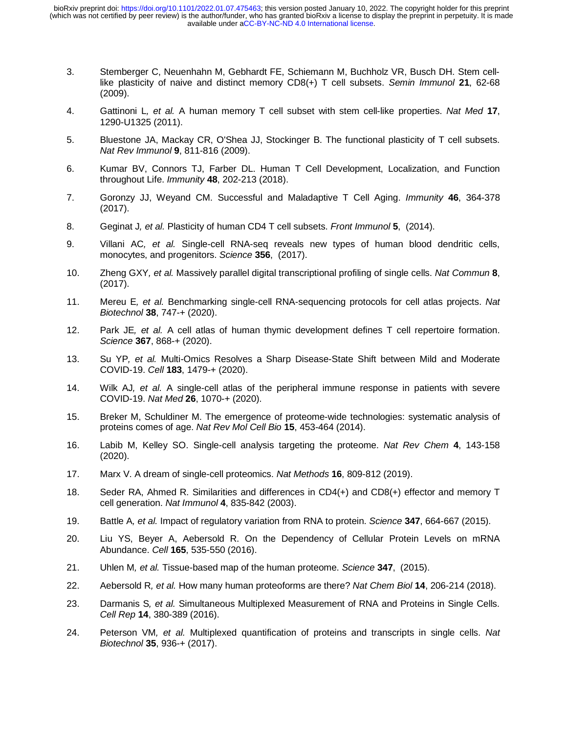3. Stemberger C, Neuenhahn M, Gebhardt FE, Schiemann M, Buchholz VR, Busch DH. Stem cell-like plasticity of naive and distinct memory CD8(+) T cell subsets. *Semin Immunol* **21**, 62-68 (2009).

4. Gattinoni L*, et al.* A human memory T cell subset with stem cell-like properties. *Nat Med* **17**, 1290-U1325 (2011).

5. Bluestone JA, Mackay CR, O'Shea JJ, Stockinger B. The functional plasticity of T cell subsets. *Nat Rev Immunol* **9**, 811-816 (2009).

6. Kumar BV, Connors TJ, Farber DL. Human T Cell Development, Localization, and Function throughout Life. *Immunity* **48**, 202-213 (2018).

7. Goronzy JJ, Weyand CM. Successful and Maladaptive T Cell Aging. *Immunity* **46**, 364-378 (2017).

8. Geginat J*, et al.* Plasticity of human CD4 T cell subsets. *Front Immunol* **5**, (2014).

9. Villani AC*, et al.* Single-cell RNA-seq reveals new types of human blood dendritic cells, monocytes, and progenitors. *Science* **356**, (2017).

10. Zheng GXY*, et al.* Massively parallel digital transcriptional profiling of single cells. *Nat Commun* **8**, (2017).

11. Mereu E*, et al.* Benchmarking single-cell RNA-sequencing protocols for cell atlas projects. *Nat Biotechnol* **38**, 747-+ (2020).

12. Park JE*, et al.* A cell atlas of human thymic development defines T cell repertoire formation. *Science* **367**, 868-+ (2020).

13. Su YP*, et al.* Multi-Omics Resolves a Sharp Disease-State Shift between Mild and Moderate COVID-19. *Cell* **183**, 1479-+ (2020).

14. Wilk AJ*, et al.* A single-cell atlas of the peripheral immune response in patients with severe COVID-19. *Nat Med* **26**, 1070-+ (2020).

15. Breker M, Schuldiner M. The emergence of proteome-wide technologies: systematic analysis of proteins comes of age. *Nat Rev Mol Cell Bio* **15**, 453-464 (2014).

16. Labib M, Kelley SO. Single-cell analysis targeting the proteome. *Nat Rev Chem* **4**, 143-158 (2020).

17. Marx V. A dream of single-cell proteomics. *Nat Methods* **16**, 809-812 (2019).

18. Seder RA, Ahmed R. Similarities and differences in CD4(+) and CD8(+) effector and memory T cell generation. *Nat Immunol* **4**, 835-842 (2003).

19. Battle A*, et al.* Impact of regulatory variation from RNA to protein. *Science* **347**, 664-667 (2015).

20. Liu YS, Beyer A, Aebersold R. On the Dependency of Cellular Protein Levels on mRNA Abundance. *Cell* **165**, 535-550 (2016).

21. Uhlen M*, et al.* Tissue-based map of the human proteome. *Science* **347**, (2015).

22. Aebersold R*, et al.* How many human proteoforms are there? *Nat Chem Biol* **14**, 206-214 (2018).

23. Darmanis S*, et al.* Simultaneous Multiplexed Measurement of RNA and Proteins in Single Cells. *Cell Rep* **14**, 380-389 (2016).

24. Peterson VM*, et al.* Multiplexed quantification of proteins and transcripts in single cells. *Nat Biotechnol* **35**, 936-+ (2017).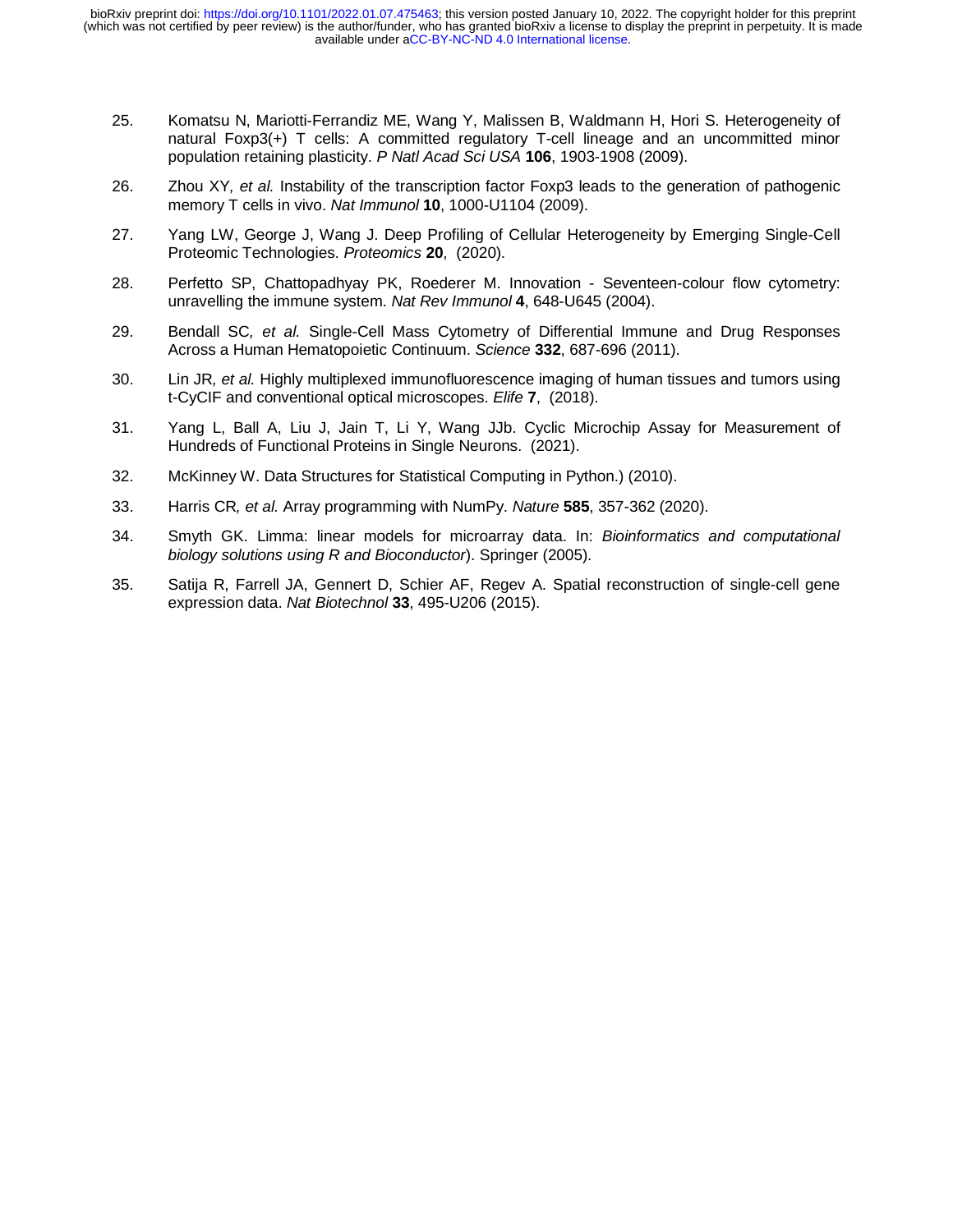25. Komatsu N, Mariotti-Ferrandiz ME, Wang Y, Malissen B, Waldmann H, Hori S. Heterogeneity of natural Foxp3(+) T cells: A committed regulatory T-cell lineage and an uncommitted minor population retaining plasticity. *P Natl Acad Sci USA* **106**, 1903-1908 (2009).

26. Zhou XY*, et al.* Instability of the transcription factor Foxp3 leads to the generation of pathogenic memory T cells in vivo. *Nat Immunol* **10**, 1000-U1104 (2009).

27. Yang LW, George J, Wang J. Deep Profiling of Cellular Heterogeneity by Emerging Single-Cell Proteomic Technologies. *Proteomics* **20**, (2020).

28. Perfetto SP, Chattopadhyay PK, Roederer M. Innovation - Seventeen-colour flow cytometry: unravelling the immune system. *Nat Rev Immunol* **4**, 648-U645 (2004).

29. Bendall SC*, et al.* Single-Cell Mass Cytometry of Differential Immune and Drug Responses Across a Human Hematopoietic Continuum. *Science* **332**, 687-696 (2011).

30. Lin JR*, et al.* Highly multiplexed immunofluorescence imaging of human tissues and tumors using t-CyCIF and conventional optical microscopes. *Elife* **7**, (2018).

31. Yang L, Ball A, Liu J, Jain T, Li Y, Wang JJb. Cyclic Microchip Assay for Measurement of Hundreds of Functional Proteins in Single Neurons. (2021).

32. McKinney W. Data Structures for Statistical Computing in Python.) (2010).

33. Harris CR*, et al.* Array programming with NumPy. *Nature* **585**, 357-362 (2020).

34. Smyth GK. Limma: linear models for microarray data. In: *Bioinformatics and computational biology solutions using R and Bioconductor*). Springer (2005).

35. Satija R, Farrell JA, Gennert D, Schier AF, Regev A. Spatial reconstruction of single-cell gene expression data. *Nat Biotechnol* **33**, 495-U206 (2015).